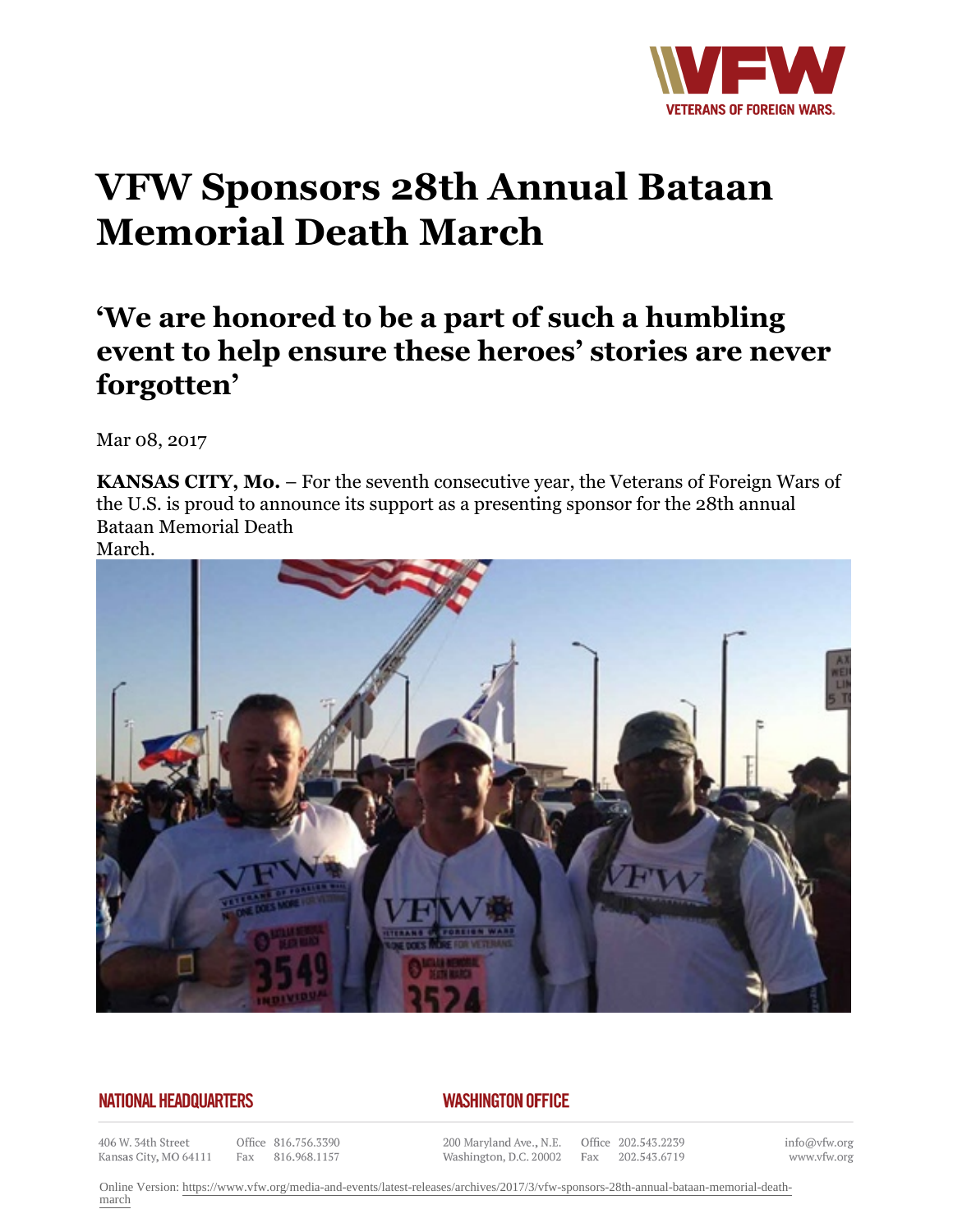# VFW Sponsors 28th Annual Bataan Memorial Death March

## 'We are honored to be a part of such a humbling event to help ensure these heroes' stories are never forgotten'

Mar 08, 2017

**KANSAS CITY, Mo.** – For the seventh consecutive year, the Veterans of Foreign Wars of the U.S. is proud to announce its support as a presenting sponsor for the 28th annual Bataan Memorial Death March.

**NATIONAL HEADQUARTERS**

406 W. 34th Street
Kansas City, MO 64111
Office 816.756.3390
Fax 816.968.1157

**WASHINGTON OFFICE**

200 Maryland Ave., N.E.
Washington, D.C. 20002
Office 202.543.2239
Fax 202.543.6719

info@vfw.org
www.vfw.org

Online Version: https://www.vfw.org/media-and-events/latest-releases/archives/2017/3/vfw-sponsors-28th-annual-bataan-memorial-death-march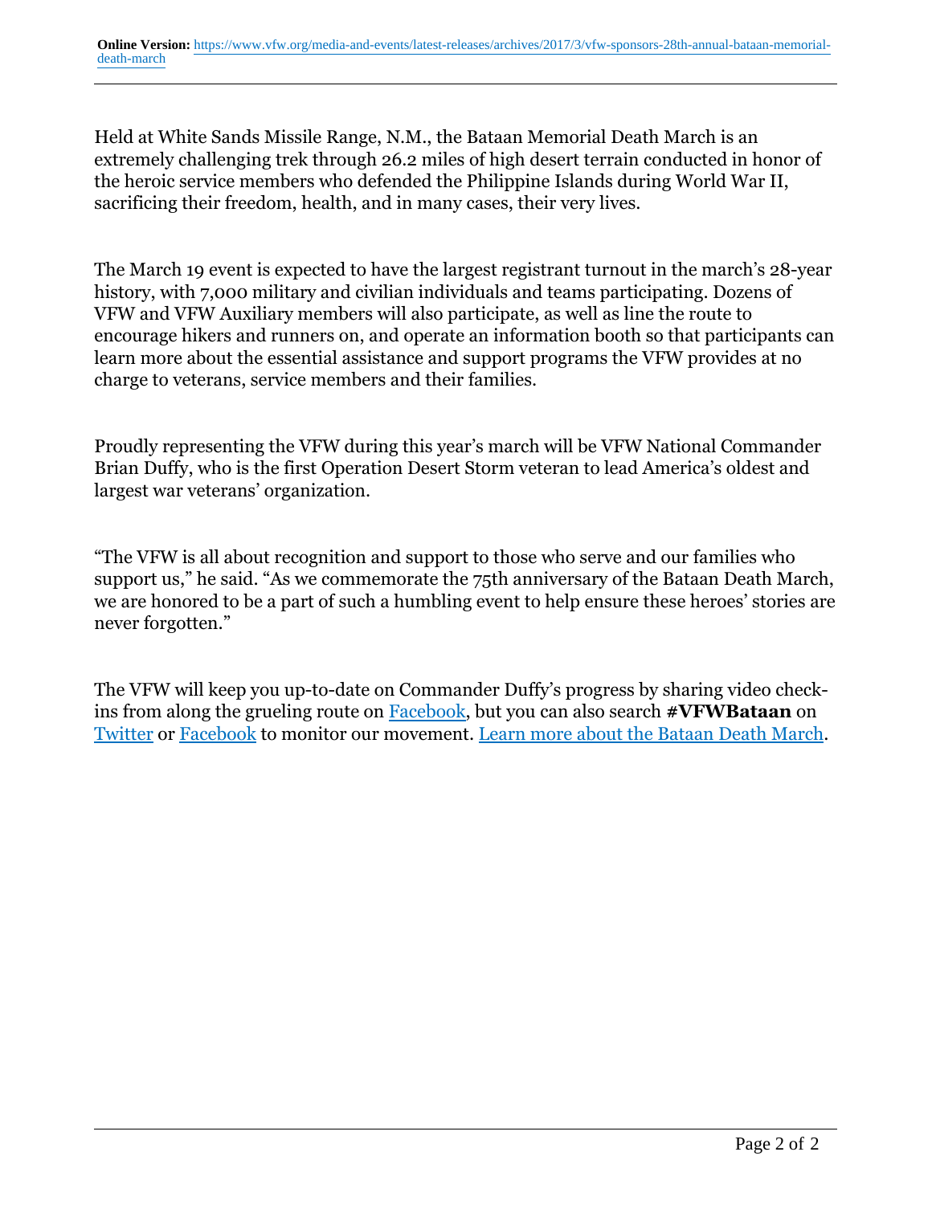**Online Version:** https://www.vfw.org/media-and-events/latest-releases/archives/2017/3/vfw-sponsors-28th-annual-bataan-memorial-death-march

Held at White Sands Missile Range, N.M., the Bataan Memorial Death March is an extremely challenging trek through 26.2 miles of high desert terrain conducted in honor of the heroic service members who defended the Philippine Islands during World War II, sacrificing their freedom, health, and in many cases, their very lives.

The March 19 event is expected to have the largest registrant turnout in the march's 28-year history, with 7,000 military and civilian individuals and teams participating. Dozens of VFW and VFW Auxiliary members will also participate, as well as line the route to encourage hikers and runners on, and operate an information booth so that participants can learn more about the essential assistance and support programs the VFW provides at no charge to veterans, service members and their families.

Proudly representing the VFW during this year's march will be VFW National Commander Brian Duffy, who is the first Operation Desert Storm veteran to lead America's oldest and largest war veterans' organization.

"The VFW is all about recognition and support to those who serve and our families who support us," he said. "As we commemorate the 75th anniversary of the Bataan Death March, we are honored to be a part of such a humbling event to help ensure these heroes' stories are never forgotten."

The VFW will keep you up-to-date on Commander Duffy's progress by sharing video check-ins from along the grueling route on Facebook, but you can also search **#VFWBataan** on Twitter or Facebook to monitor our movement. Learn more about the Bataan Death March.